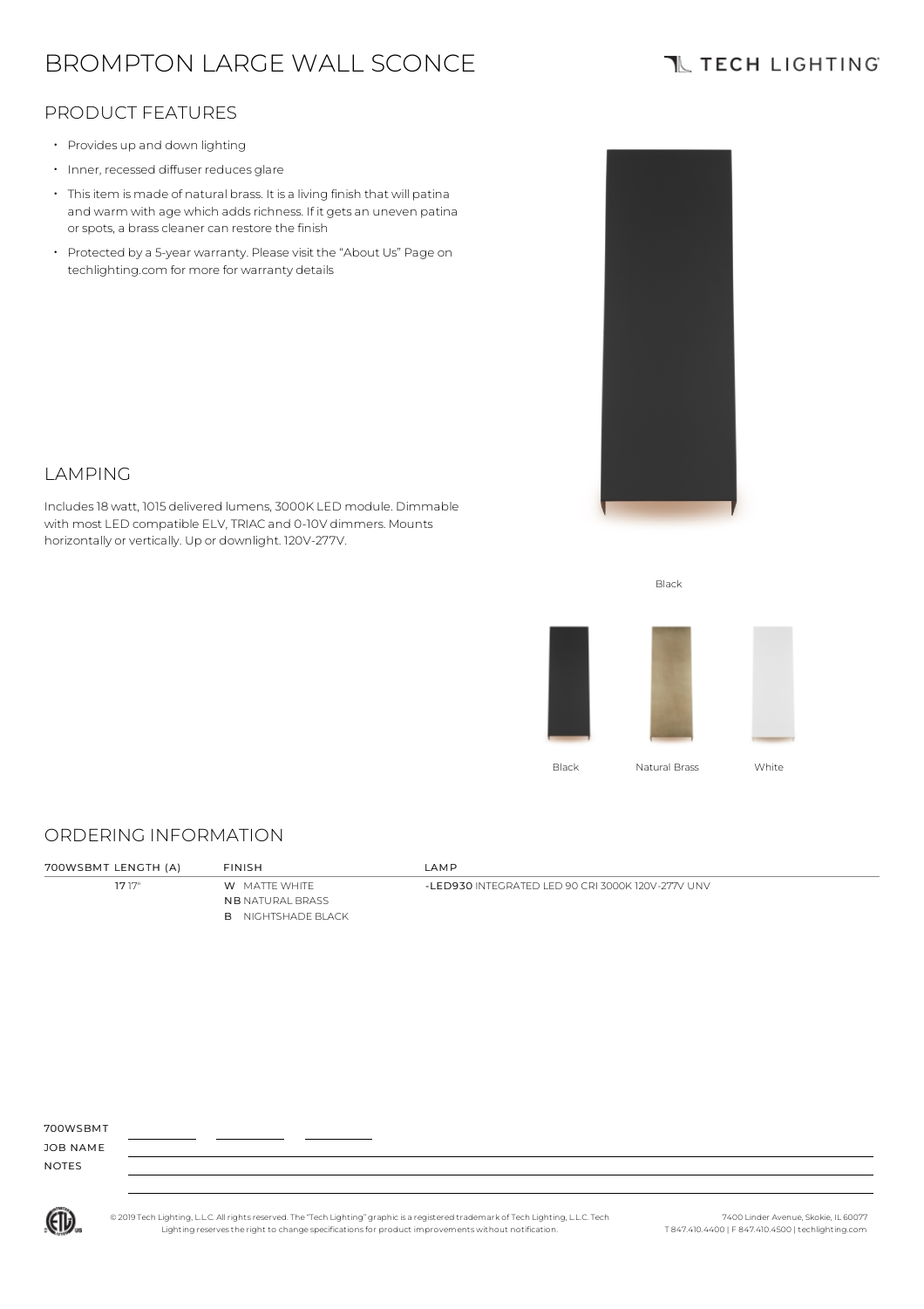# BROMPTON LARGE WALL SCONCE

TECH LIGHTING

## PRODUCT FEATURES

- Provides up and down lighting
- Inner, recessed diffuser reduces glare
- This item is made of natural brass. It is a living finish that will patina and warm with age which adds richness. If it gets an uneven patina or spots, a brass cleaner can restore the finish
- Protected by a 5-year warranty. Please visit the "About Us" Page on techlighting.com for more for warranty details

## LAMPING

Includes 18 watt, 1015 delivered lumens, 3000K LED module. Dimmable with most LED compatible ELV, TRIAC and 0-10V dimmers. Mounts horizontally or vertically. Up or downlight. 120V-277V.

Black

Black    Natural Brass    White

## ORDERING INFORMATION

| 700WSBMT LENGTH (A) | FINISH | LAMP |
|---|---|---|
| **17** 17" | **W** MATTE WHITE | **-LED930** INTEGRATED LED 90 CRI 3000K 120V-277V UNV |
| | **NB** NATURAL BRASS | |
| | **B** NIGHTSHADE BLACK | |

700WSBMT \_\_\_\_\_\_\_\_ \_\_\_\_\_\_\_\_ \_\_\_\_\_\_\_\_

JOB NAME

NOTES

© 2019 Tech Lighting, L.L.C. All rights reserved. The "Tech Lighting" graphic is a registered trademark of Tech Lighting, L.L.C. Tech Lighting reserves the right to change specifications for product improvements without notification.

7400 Linder Avenue, Skokie, IL 60077
T 847.410.4400 | F 847.410.4500 | techlighting.com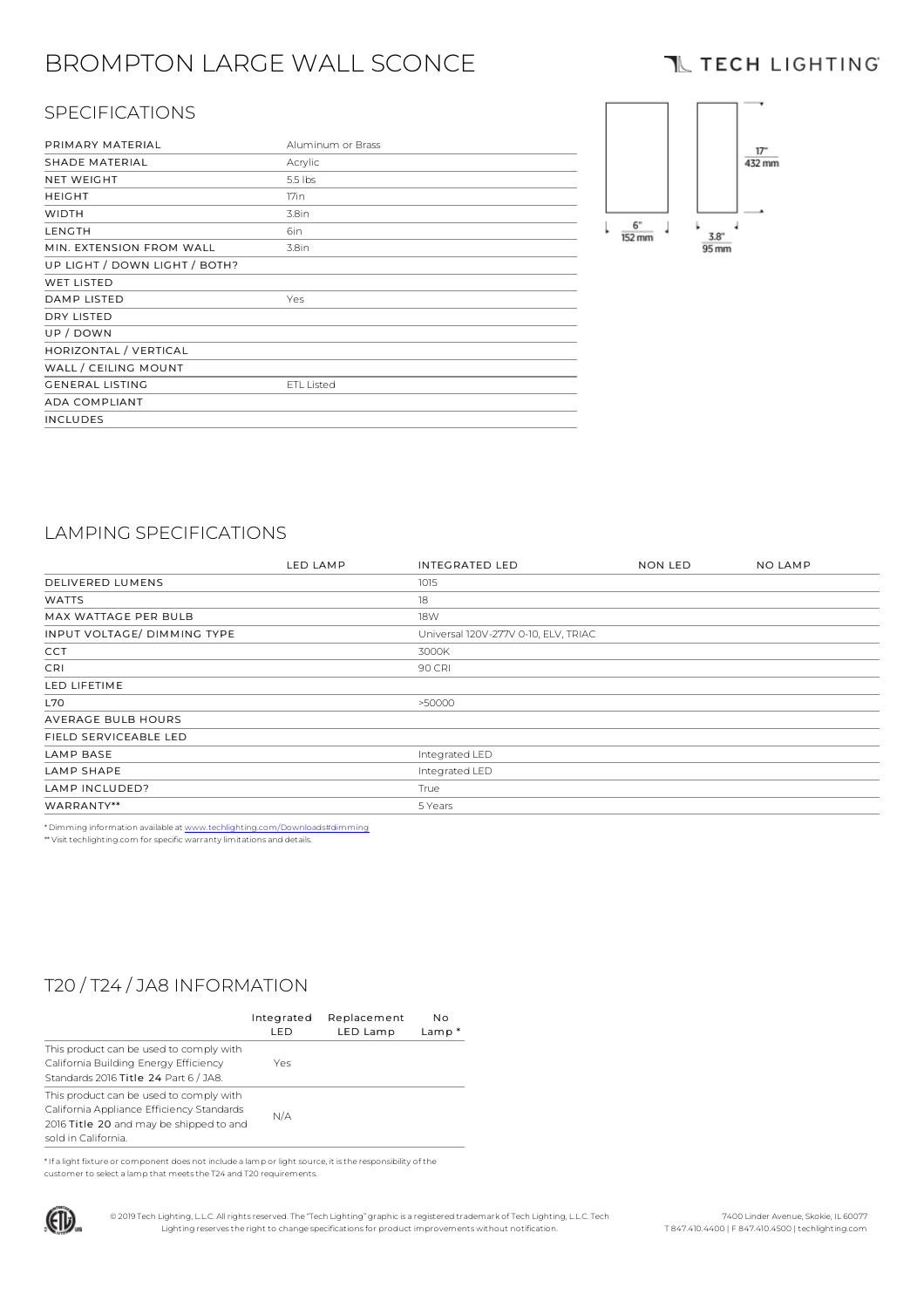# BROMPTON LARGE WALL SCONCE

TECH LIGHTING

## SPECIFICATIONS

| | |
|---|---|
| PRIMARY MATERIAL | Aluminum or Brass |
| SHADE MATERIAL | Acrylic |
| NET WEIGHT | 5.5 lbs |
| HEIGHT | 17in |
| WIDTH | 3.8in |
| LENGTH | 6in |
| MIN. EXTENSION FROM WALL | 3.8in |
| UP LIGHT / DOWN LIGHT / BOTH? | |
| WET LISTED | |
| DAMP LISTED | Yes |
| DRY LISTED | |
| UP / DOWN | |
| HORIZONTAL / VERTICAL | |
| WALL / CEILING MOUNT | |
| GENERAL LISTING | ETL Listed |
| ADA COMPLIANT | |
| INCLUDES | |

17"
432 mm

6"
152 mm

3.8"
95 mm

## LAMPING SPECIFICATIONS

| | LED LAMP | INTEGRATED LED | NON LED | NO LAMP |
|---|---|---|---|---|
| DELIVERED LUMENS | | 1015 | | |
| WATTS | | 18 | | |
| MAX WATTAGE PER BULB | | 18W | | |
| INPUT VOLTAGE/ DIMMING TYPE | | Universal 120V-277V 0-10, ELV, TRIAC | | |
| CCT | | 3000K | | |
| CRI | | 90 CRI | | |
| LED LIFETIME | | | | |
| L70 | | >50000 | | |
| AVERAGE BULB HOURS | | | | |
| FIELD SERVICEABLE LED | | | | |
| LAMP BASE | | Integrated LED | | |
| LAMP SHAPE | | Integrated LED | | |
| LAMP INCLUDED? | | True | | |
| WARRANTY** | | 5 Years | | |

* Dimming information available at www.techlighting.com/Downloads#dimming
** Visit techlighting.com for specific warranty limitations and details.

## T20 / T24 / JA8 INFORMATION

| | Integrated LED | Replacement LED Lamp | No Lamp * |
|---|---|---|---|
| This product can be used to comply with California Building Energy Efficiency Standards 2016 **Title 24** Part 6 / JA8. | Yes | | |
| This product can be used to comply with California Appliance Efficiency Standards 2016 **Title 20** and may be shipped to and sold in California. | N/A | | |

* If a light fixture or component does not include a lamp or light source, it is the responsibility of the customer to select a lamp that meets the T24 and T20 requirements.

© 2019 Tech Lighting, L.L.C. All rights reserved. The "Tech Lighting" graphic is a registered trademark of Tech Lighting, L.L.C. Tech Lighting reserves the right to change specifications for product improvements without notification.

7400 Linder Avenue, Skokie, IL 60077
T 847.410.4400 | F 847.410.4500 | techlighting.com